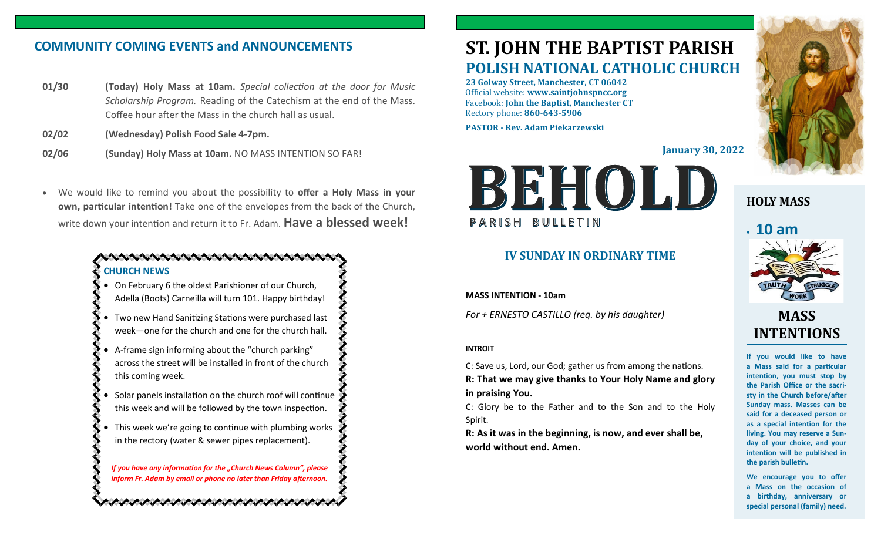## COMMUNITY COMING EVENTS and ANNOUNCEMENTS

**01/30** **(Today) Holy Mass at 10am.** *Special collection at the door for Music Scholarship Program.* Reading of the Catechism at the end of the Mass. Coffee hour after the Mass in the church hall as usual.

**02/02** **(Wednesday) Polish Food Sale 4-7pm.**

**02/06** **(Sunday) Holy Mass at 10am.** NO MASS INTENTION SO FAR!

- We would like to remind you about the possibility to **offer a Holy Mass in your own, particular intention!** Take one of the envelopes from the back of the Church, write down your intention and return it to Fr. Adam. **Have a blessed week!**

### CHURCH NEWS

- On February 6 the oldest Parishioner of our Church, Adella (Boots) Carneilla will turn 101. Happy birthday!
- Two new Hand Sanitizing Stations were purchased last week—one for the church and one for the church hall.
- A-frame sign informing about the "church parking" across the street will be installed in front of the church this coming week.
- Solar panels installation on the church roof will continue this week and will be followed by the town inspection.
- This week we're going to continue with plumbing works in the rectory (water & sewer pipes replacement).

*If you have any information for the „Church News Column", please inform Fr. Adam by email or phone no later than Friday afternoon.*

# ST. JOHN THE BAPTIST PARISH
## POLISH NATIONAL CATHOLIC CHURCH

**23 Golway Street, Manchester, CT 06042**
Official website: **www.saintjohnspncc.org**
Facebook: **John the Baptist, Manchester CT**
Rectory phone: **860-643-5906**

**PASTOR - Rev. Adam Piekarzewski**

**January 30, 2022**

# BEHOLD
PARISH BULLETIN

### IV SUNDAY IN ORDINARY TIME

**MASS INTENTION - 10am**

*For + ERNESTO CASTILLO (req. by his daughter)*

**INTROIT**

C: Save us, Lord, our God; gather us from among the nations.
**R: That we may give thanks to Your Holy Name and glory in praising You.**
C: Glory be to the Father and to the Son and to the Holy Spirit.
**R: As it was in the beginning, is now, and ever shall be, world without end. Amen.**

### HOLY MASS

- **10 am**

TRUTH WORK STRUGGLE

### MASS INTENTIONS

**If you would like to have a Mass said for a particular intention, you must stop by the Parish Office or the sacristy in the Church before/after Sunday mass. Masses can be said for a deceased person or as a special intention for the living. You may reserve a Sunday of your choice, and your intention will be published in the parish bulletin.**

**We encourage you to offer a Mass on the occasion of a birthday, anniversary or special personal (family) need.**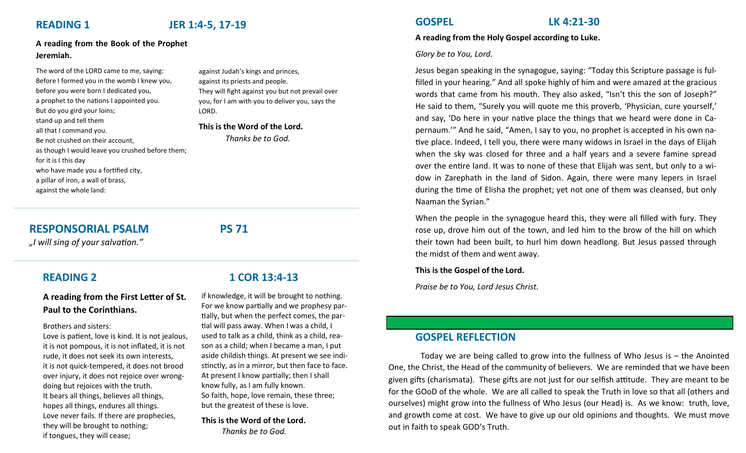## READING 1 — JER 1:4-5, 17-19

**A reading from the Book of the Prophet Jeremiah.**

The word of the LORD came to me, saying:
Before I formed you in the womb I knew you,
before you were born I dedicated you,
a prophet to the nations I appointed you.
But do you gird your loins;
stand up and tell them
all that I command you.
Be not crushed on their account,
as though I would leave you crushed before them;
for it is I this day
who have made you a fortified city,
a pillar of iron, a wall of brass,
against the whole land:
against Judah's kings and princes,
against its priests and people.
They will fight against you but not prevail over you, for I am with you to deliver you, says the LORD.

**This is the Word of the Lord.**
*Thanks be to God.*

## RESPONSORIAL PSALM — PS 71

*„I will sing of your salvation."*

## READING 2 — 1 COR 13:4-13

**A reading from the First Letter of St. Paul to the Corinthians.**

Brothers and sisters:
Love is patient, love is kind. It is not jealous, it is not pompous, it is not inflated, it is not rude, it does not seek its own interests, it is not quick-tempered, it does not brood over injury, it does not rejoice over wrongdoing but rejoices with the truth.
It bears all things, believes all things, hopes all things, endures all things.
Love never fails. If there are prophecies, they will be brought to nothing;
if tongues, they will cease;
if knowledge, it will be brought to nothing. For we know partially and we prophesy partially, but when the perfect comes, the partial will pass away. When I was a child, I used to talk as a child, think as a child, reason as a child; when I became a man, I put aside childish things. At present we see indistinctly, as in a mirror, but then face to face. At present I know partially; then I shall know fully, as I am fully known.
So faith, hope, love remain, these three; but the greatest of these is love.

**This is the Word of the Lord.**
*Thanks be to God.*

## GOSPEL — LK 4:21-30

**A reading from the Holy Gospel according to Luke.**

*Glory be to You, Lord.*

Jesus began speaking in the synagogue, saying: "Today this Scripture passage is fulfilled in your hearing." And all spoke highly of him and were amazed at the gracious words that came from his mouth. They also asked, "Isn't this the son of Joseph?" He said to them, "Surely you will quote me this proverb, 'Physician, cure yourself,' and say, 'Do here in your native place the things that we heard were done in Capernaum.'" And he said, "Amen, I say to you, no prophet is accepted in his own native place. Indeed, I tell you, there were many widows in Israel in the days of Elijah when the sky was closed for three and a half years and a severe famine spread over the entire land. It was to none of these that Elijah was sent, but only to a widow in Zarephath in the land of Sidon. Again, there were many lepers in Israel during the time of Elisha the prophet; yet not one of them was cleansed, but only Naaman the Syrian."

When the people in the synagogue heard this, they were all filled with fury. They rose up, drove him out of the town, and led him to the brow of the hill on which their town had been built, to hurl him down headlong. But Jesus passed through the midst of them and went away.

**This is the Gospel of the Lord.**

*Praise be to You, Lord Jesus Christ.*

## GOSPEL REFLECTION

Today we are being called to grow into the fullness of Who Jesus is – the Anointed One, the Christ, the Head of the community of believers. We are reminded that we have been given gifts (charismata). These gifts are not just for our selfish attitude. They are meant to be for the GOoD of the whole. We are all called to speak the Truth in love so that all (others and ourselves) might grow into the fullness of Who Jesus (our Head) is. As we know: truth, love, and growth come at cost. We have to give up our old opinions and thoughts. We must move out in faith to speak GOD's Truth.